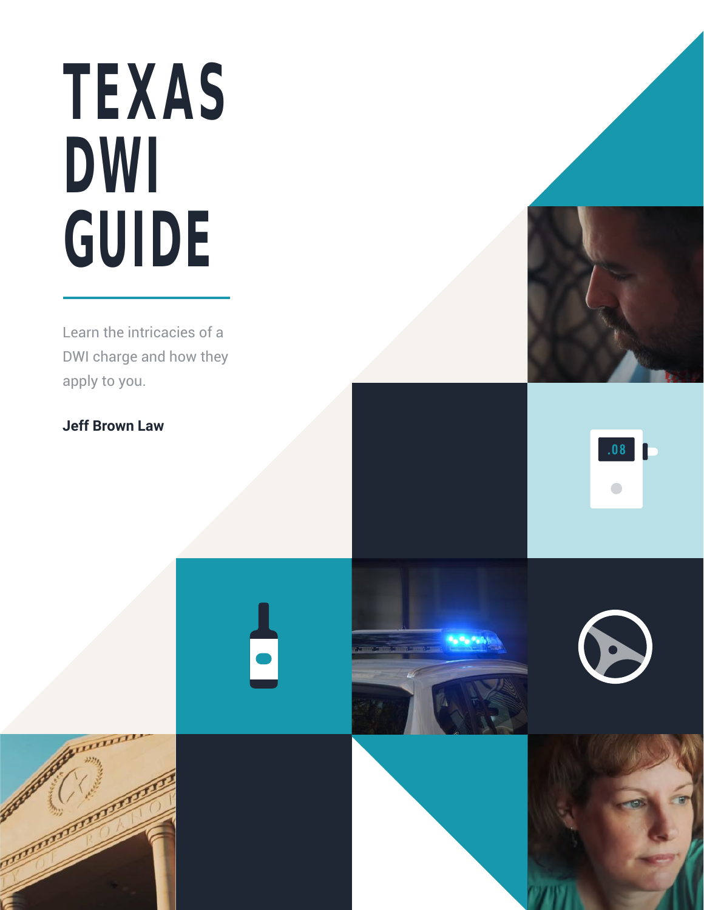# TEXAS DWI GUIDE

Learn the intricacies of a DWI charge and how they apply to you.

**Jeff Brown Law**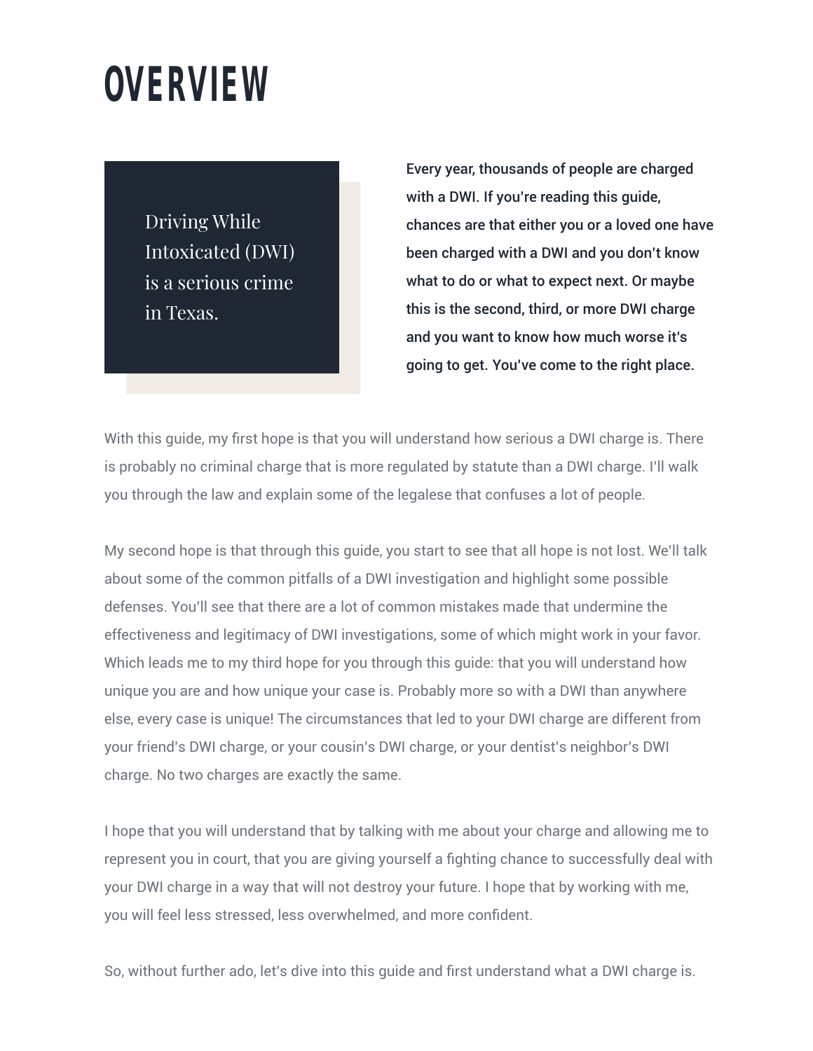# OVERVIEW

> Driving While Intoxicated (DWI) is a serious crime in Texas.

**Every year, thousands of people are charged with a DWI. If you're reading this guide, chances are that either you or a loved one have been charged with a DWI and you don't know what to do or what to expect next. Or maybe this is the second, third, or more DWI charge and you want to know how much worse it's going to get. You've come to the right place.**

With this guide, my first hope is that you will understand how serious a DWI charge is. There is probably no criminal charge that is more regulated by statute than a DWI charge. I'll walk you through the law and explain some of the legalese that confuses a lot of people.

My second hope is that through this guide, you start to see that all hope is not lost. We'll talk about some of the common pitfalls of a DWI investigation and highlight some possible defenses. You'll see that there are a lot of common mistakes made that undermine the effectiveness and legitimacy of DWI investigations, some of which might work in your favor. Which leads me to my third hope for you through this guide: that you will understand how unique you are and how unique your case is. Probably more so with a DWI than anywhere else, every case is unique! The circumstances that led to your DWI charge are different from your friend's DWI charge, or your cousin's DWI charge, or your dentist's neighbor's DWI charge. No two charges are exactly the same.

I hope that you will understand that by talking with me about your charge and allowing me to represent you in court, that you are giving yourself a fighting chance to successfully deal with your DWI charge in a way that will not destroy your future. I hope that by working with me, you will feel less stressed, less overwhelmed, and more confident.

So, without further ado, let's dive into this guide and first understand what a DWI charge is.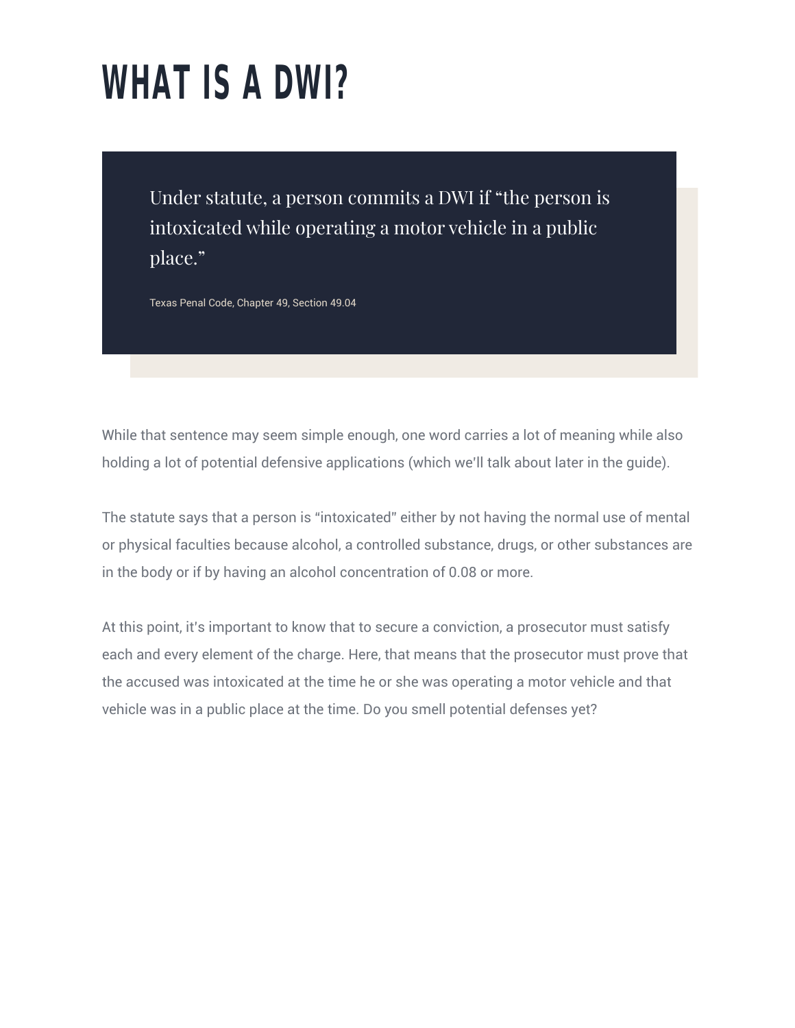# WHAT IS A DWI?

> Under statute, a person commits a DWI if "the person is intoxicated while operating a motor vehicle in a public place."
>
> Texas Penal Code, Chapter 49, Section 49.04

While that sentence may seem simple enough, one word carries a lot of meaning while also holding a lot of potential defensive applications (which we'll talk about later in the guide).

The statute says that a person is "intoxicated" either by not having the normal use of mental or physical faculties because alcohol, a controlled substance, drugs, or other substances are in the body or if by having an alcohol concentration of 0.08 or more.

At this point, it's important to know that to secure a conviction, a prosecutor must satisfy each and every element of the charge. Here, that means that the prosecutor must prove that the accused was intoxicated at the time he or she was operating a motor vehicle and that vehicle was in a public place at the time. Do you smell potential defenses yet?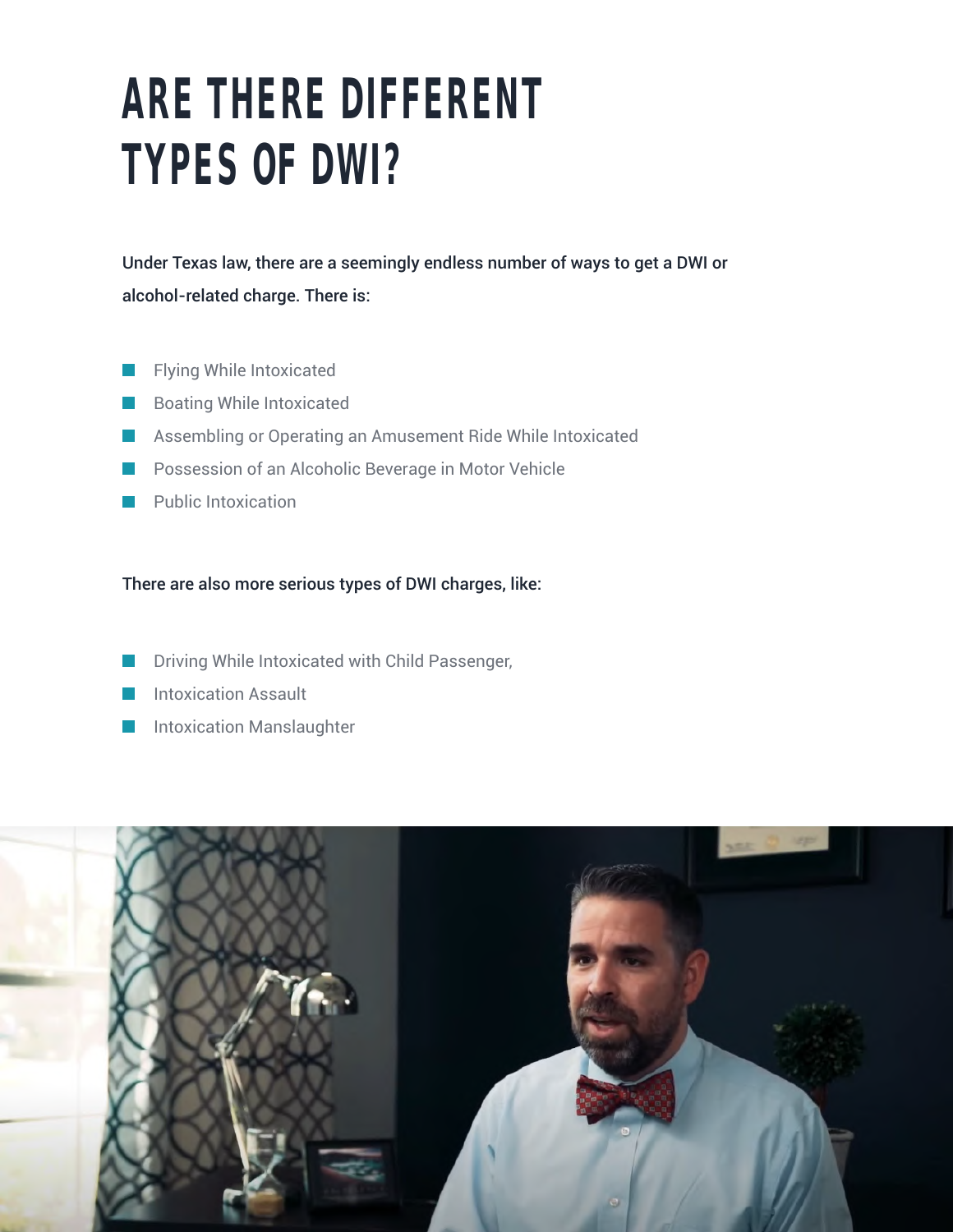# ARE THERE DIFFERENT TYPES OF DWI?

Under Texas law, there are a seemingly endless number of ways to get a DWI or alcohol-related charge. There is:

- Flying While Intoxicated
- Boating While Intoxicated
- Assembling or Operating an Amusement Ride While Intoxicated
- Possession of an Alcoholic Beverage in Motor Vehicle
- Public Intoxication

There are also more serious types of DWI charges, like:

- Driving While Intoxicated with Child Passenger,
- Intoxication Assault
- Intoxication Manslaughter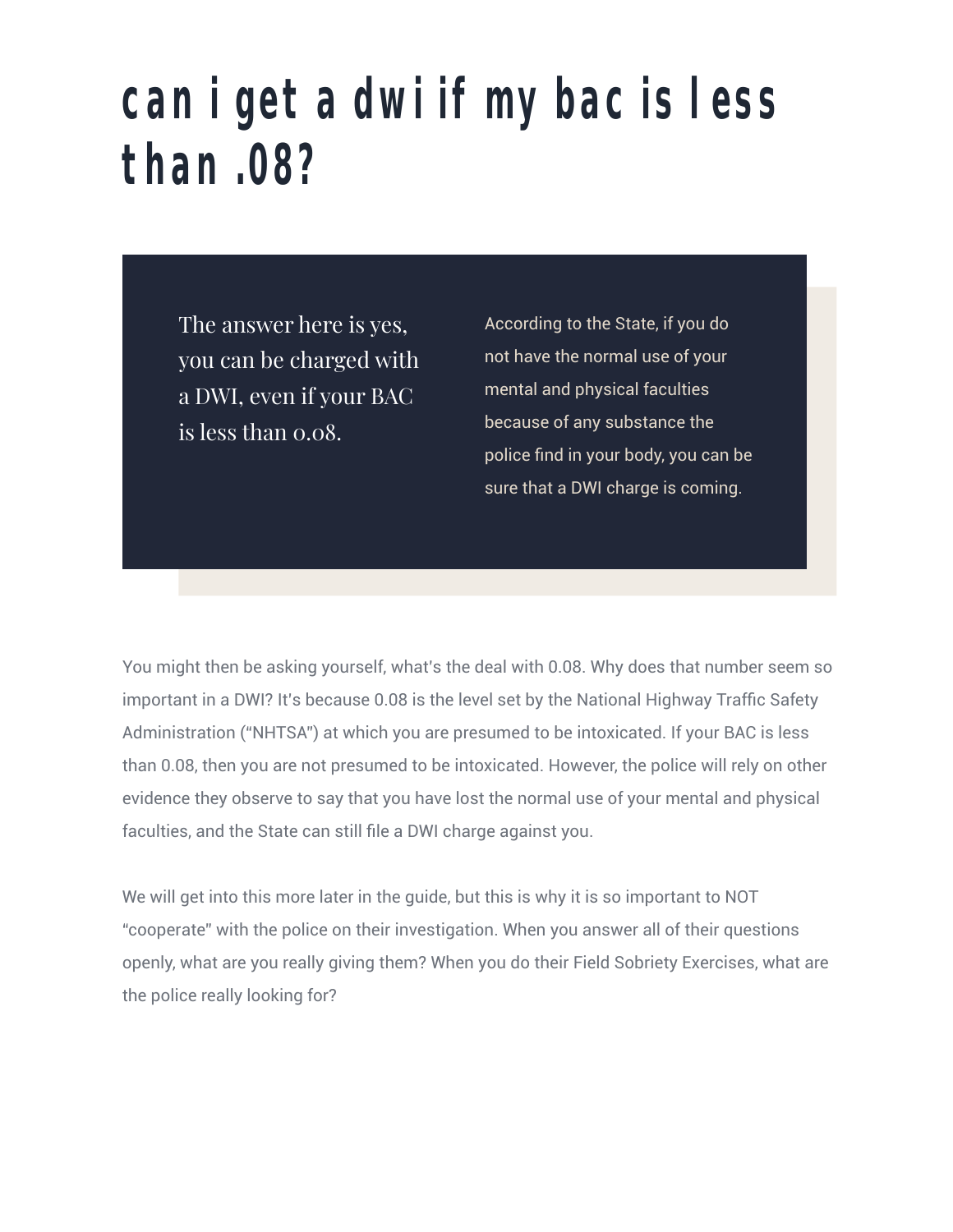# can i get a dwi if my bac is less than .08?

The answer here is yes, you can be charged with a DWI, even if your BAC is less than 0.08.

According to the State, if you do not have the normal use of your mental and physical faculties because of any substance the police find in your body, you can be sure that a DWI charge is coming.

You might then be asking yourself, what's the deal with 0.08. Why does that number seem so important in a DWI? It's because 0.08 is the level set by the National Highway Traffic Safety Administration ("NHTSA") at which you are presumed to be intoxicated. If your BAC is less than 0.08, then you are not presumed to be intoxicated. However, the police will rely on other evidence they observe to say that you have lost the normal use of your mental and physical faculties, and the State can still file a DWI charge against you.

We will get into this more later in the guide, but this is why it is so important to NOT "cooperate" with the police on their investigation. When you answer all of their questions openly, what are you really giving them? When you do their Field Sobriety Exercises, what are the police really looking for?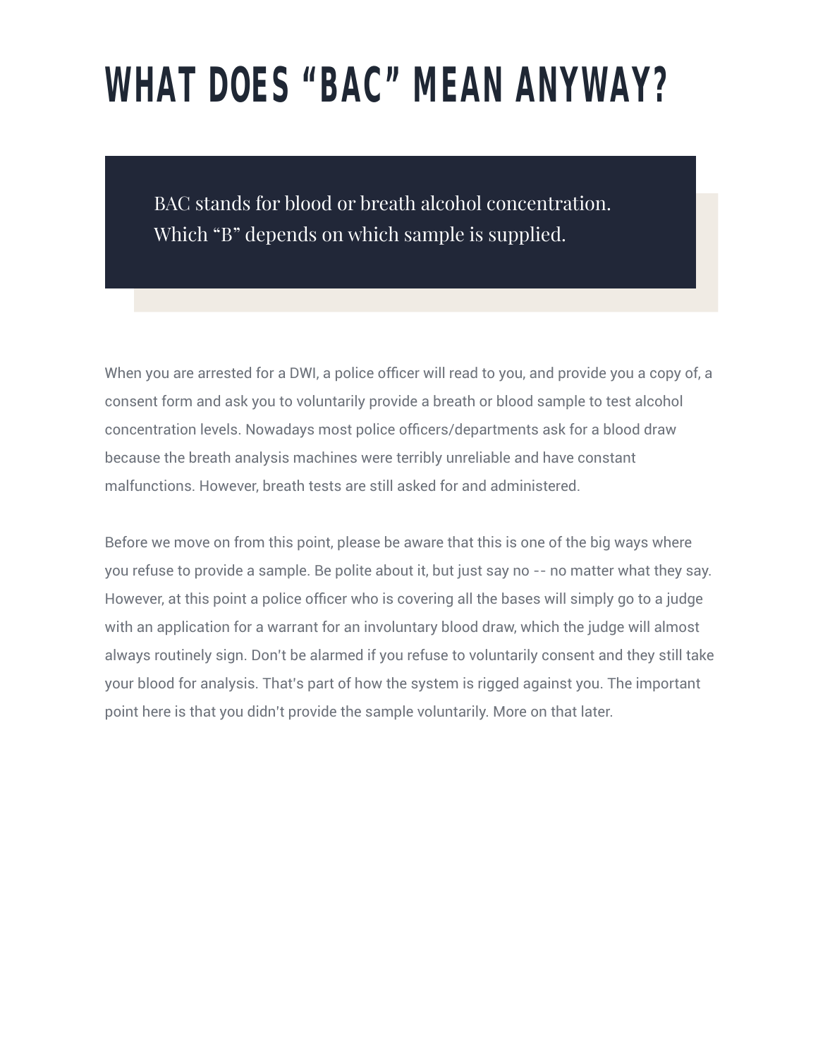# WHAT DOES “BAC” MEAN ANYWAY?

> BAC stands for blood or breath alcohol concentration. Which “B” depends on which sample is supplied.

When you are arrested for a DWI, a police officer will read to you, and provide you a copy of, a consent form and ask you to voluntarily provide a breath or blood sample to test alcohol concentration levels. Nowadays most police officers/departments ask for a blood draw because the breath analysis machines were terribly unreliable and have constant malfunctions. However, breath tests are still asked for and administered.

Before we move on from this point, please be aware that this is one of the big ways where you refuse to provide a sample. Be polite about it, but just say no -- no matter what they say. However, at this point a police officer who is covering all the bases will simply go to a judge with an application for a warrant for an involuntary blood draw, which the judge will almost always routinely sign. Don't be alarmed if you refuse to voluntarily consent and they still take your blood for analysis. That's part of how the system is rigged against you. The important point here is that you didn't provide the sample voluntarily. More on that later.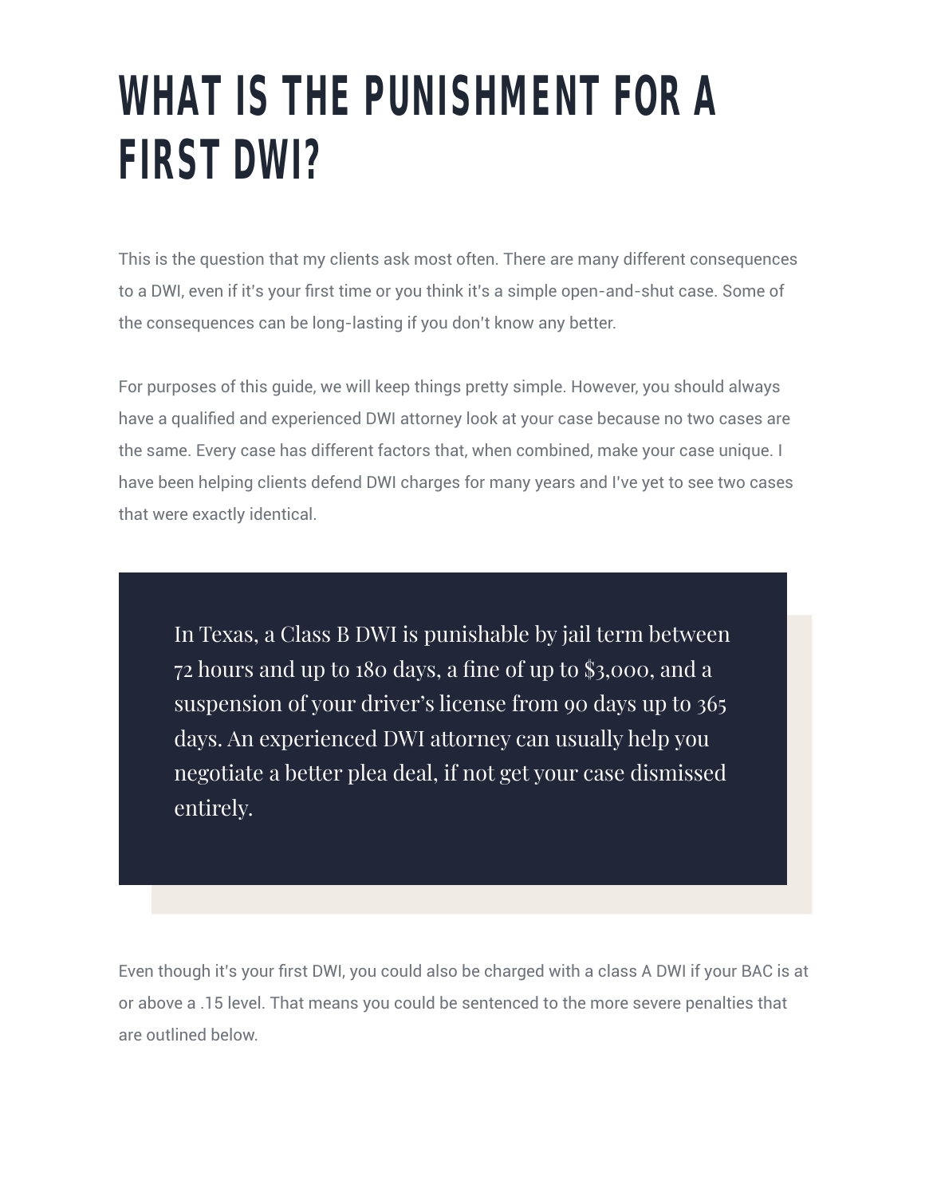# WHAT IS THE PUNISHMENT FOR A FIRST DWI?

This is the question that my clients ask most often. There are many different consequences to a DWI, even if it's your first time or you think it's a simple open-and-shut case. Some of the consequences can be long-lasting if you don't know any better.

For purposes of this guide, we will keep things pretty simple. However, you should always have a qualified and experienced DWI attorney look at your case because no two cases are the same. Every case has different factors that, when combined, make your case unique. I have been helping clients defend DWI charges for many years and I've yet to see two cases that were exactly identical.

> In Texas, a Class B DWI is punishable by jail term between 72 hours and up to 180 days, a fine of up to $3,000, and a suspension of your driver's license from 90 days up to 365 days. An experienced DWI attorney can usually help you negotiate a better plea deal, if not get your case dismissed entirely.

Even though it's your first DWI, you could also be charged with a class A DWI if your BAC is at or above a .15 level. That means you could be sentenced to the more severe penalties that are outlined below.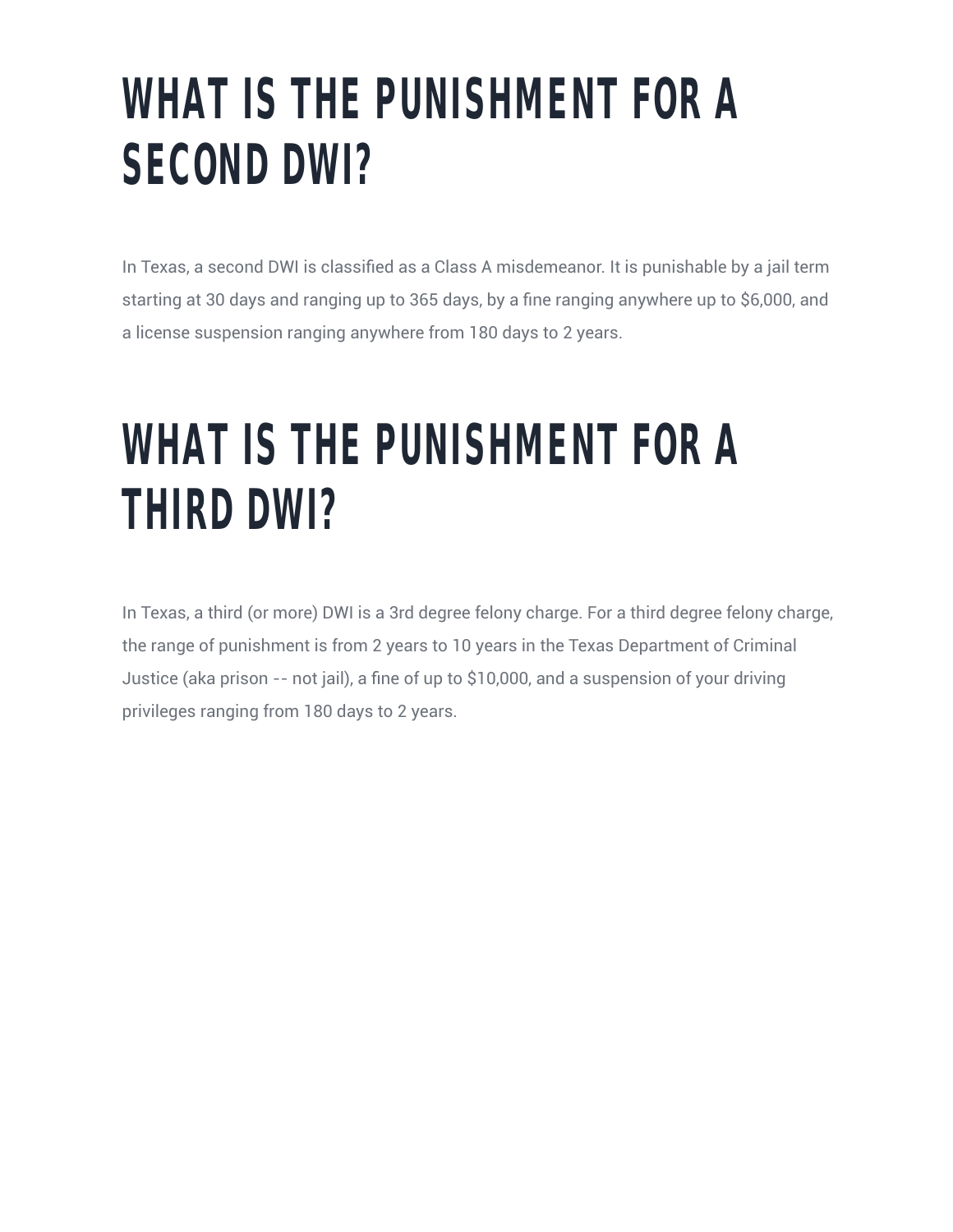# WHAT IS THE PUNISHMENT FOR A SECOND DWI?

In Texas, a second DWI is classified as a Class A misdemeanor. It is punishable by a jail term starting at 30 days and ranging up to 365 days, by a fine ranging anywhere up to $6,000, and a license suspension ranging anywhere from 180 days to 2 years.

# WHAT IS THE PUNISHMENT FOR A THIRD DWI?

In Texas, a third (or more) DWI is a 3rd degree felony charge. For a third degree felony charge, the range of punishment is from 2 years to 10 years in the Texas Department of Criminal Justice (aka prison -- not jail), a fine of up to $10,000, and a suspension of your driving privileges ranging from 180 days to 2 years.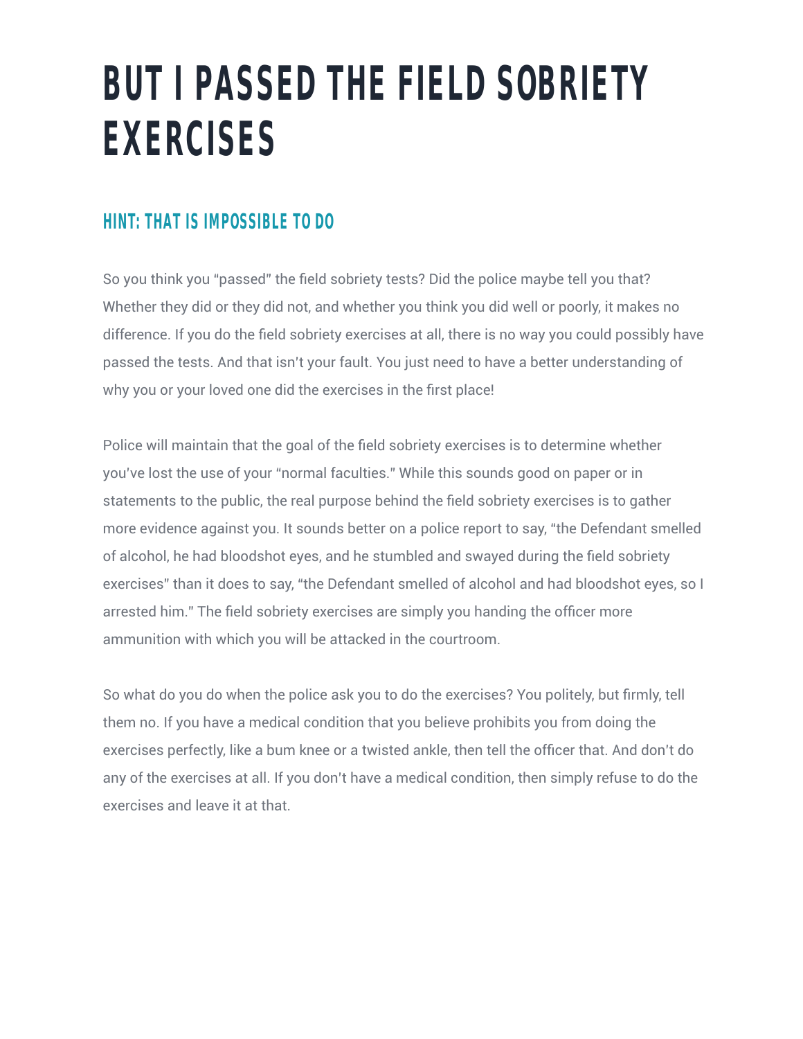# BUT I PASSED THE FIELD SOBRIETY EXERCISES

## HINT: THAT IS IMPOSSIBLE TO DO

So you think you "passed" the field sobriety tests? Did the police maybe tell you that? Whether they did or they did not, and whether you think you did well or poorly, it makes no difference. If you do the field sobriety exercises at all, there is no way you could possibly have passed the tests. And that isn't your fault. You just need to have a better understanding of why you or your loved one did the exercises in the first place!

Police will maintain that the goal of the field sobriety exercises is to determine whether you've lost the use of your "normal faculties." While this sounds good on paper or in statements to the public, the real purpose behind the field sobriety exercises is to gather more evidence against you. It sounds better on a police report to say, "the Defendant smelled of alcohol, he had bloodshot eyes, and he stumbled and swayed during the field sobriety exercises" than it does to say, "the Defendant smelled of alcohol and had bloodshot eyes, so I arrested him." The field sobriety exercises are simply you handing the officer more ammunition with which you will be attacked in the courtroom.

So what do you do when the police ask you to do the exercises? You politely, but firmly, tell them no. If you have a medical condition that you believe prohibits you from doing the exercises perfectly, like a bum knee or a twisted ankle, then tell the officer that. And don't do any of the exercises at all. If you don't have a medical condition, then simply refuse to do the exercises and leave it at that.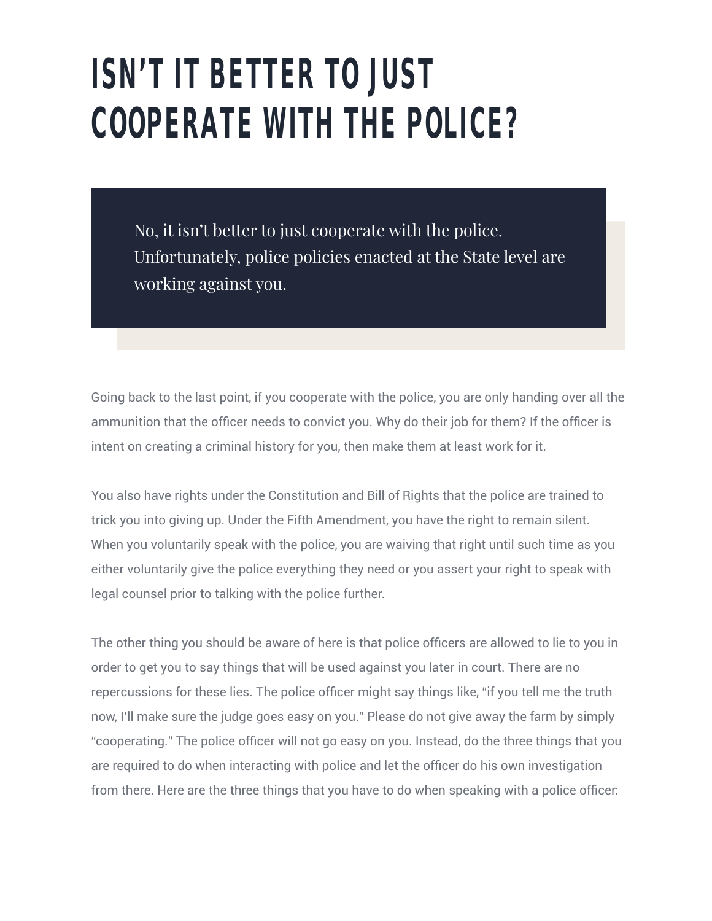# ISN'T IT BETTER TO JUST COOPERATE WITH THE POLICE?

> No, it isn't better to just cooperate with the police. Unfortunately, police policies enacted at the State level are working against you.

Going back to the last point, if you cooperate with the police, you are only handing over all the ammunition that the officer needs to convict you. Why do their job for them? If the officer is intent on creating a criminal history for you, then make them at least work for it.

You also have rights under the Constitution and Bill of Rights that the police are trained to trick you into giving up. Under the Fifth Amendment, you have the right to remain silent. When you voluntarily speak with the police, you are waiving that right until such time as you either voluntarily give the police everything they need or you assert your right to speak with legal counsel prior to talking with the police further.

The other thing you should be aware of here is that police officers are allowed to lie to you in order to get you to say things that will be used against you later in court. There are no repercussions for these lies. The police officer might say things like, "if you tell me the truth now, I'll make sure the judge goes easy on you." Please do not give away the farm by simply "cooperating." The police officer will not go easy on you. Instead, do the three things that you are required to do when interacting with police and let the officer do his own investigation from there. Here are the three things that you have to do when speaking with a police officer: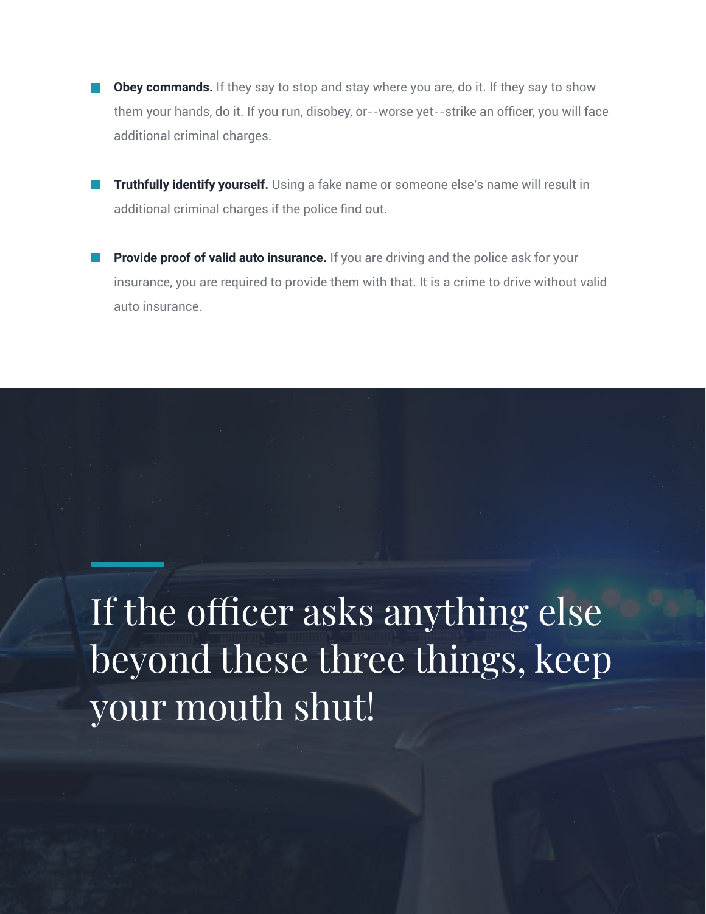- **Obey commands.** If they say to stop and stay where you are, do it. If they say to show them your hands, do it. If you run, disobey, or--worse yet--strike an officer, you will face additional criminal charges.

- **Truthfully identify yourself.** Using a fake name or someone else's name will result in additional criminal charges if the police find out.

- **Provide proof of valid auto insurance.** If you are driving and the police ask for your insurance, you are required to provide them with that. It is a crime to drive without valid auto insurance.

## If the officer asks anything else beyond these three things, keep your mouth shut!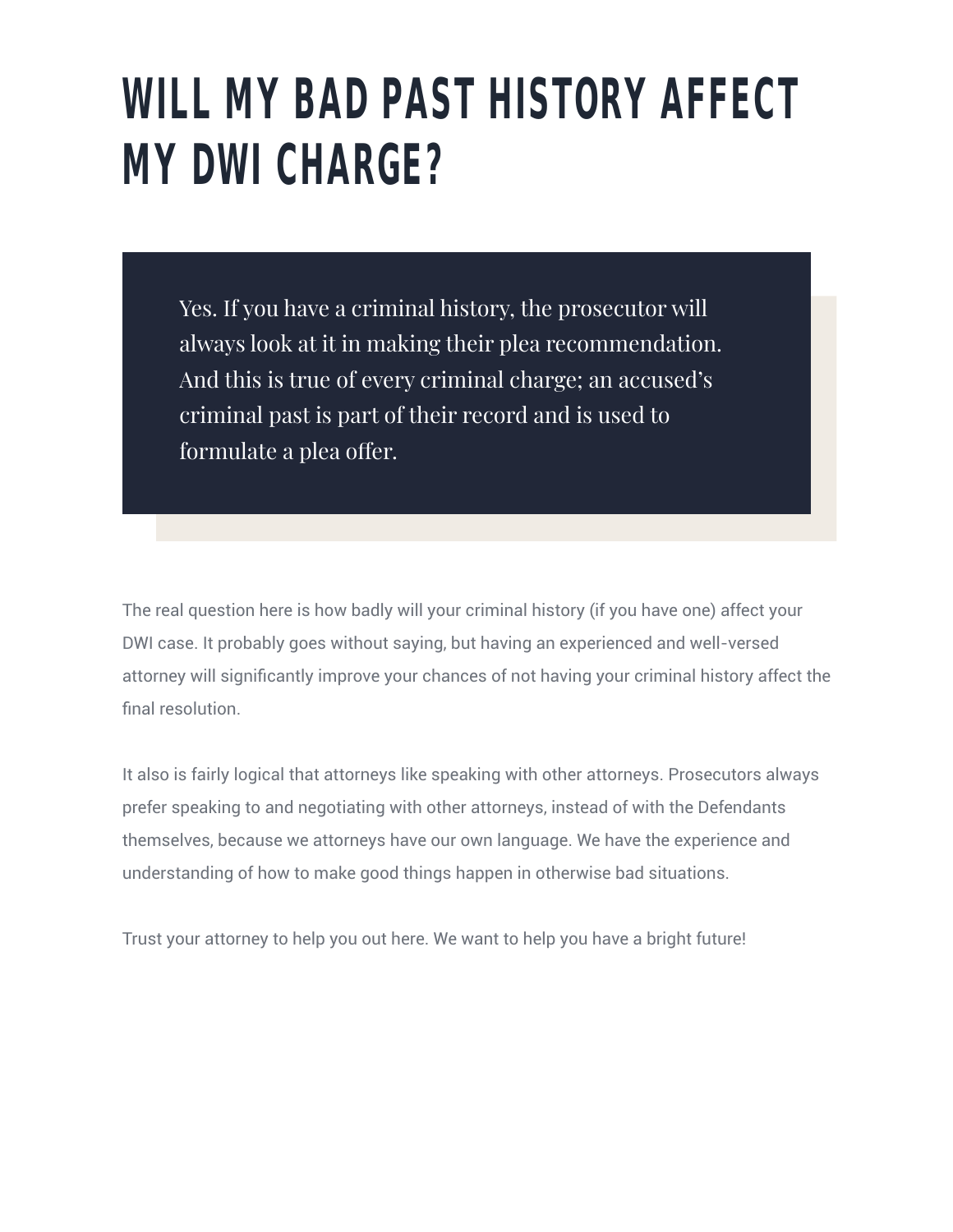# WILL MY BAD PAST HISTORY AFFECT MY DWI CHARGE?

> Yes. If you have a criminal history, the prosecutor will always look at it in making their plea recommendation. And this is true of every criminal charge; an accused's criminal past is part of their record and is used to formulate a plea offer.

The real question here is how badly will your criminal history (if you have one) affect your DWI case. It probably goes without saying, but having an experienced and well-versed attorney will significantly improve your chances of not having your criminal history affect the final resolution.

It also is fairly logical that attorneys like speaking with other attorneys. Prosecutors always prefer speaking to and negotiating with other attorneys, instead of with the Defendants themselves, because we attorneys have our own language. We have the experience and understanding of how to make good things happen in otherwise bad situations.

Trust your attorney to help you out here. We want to help you have a bright future!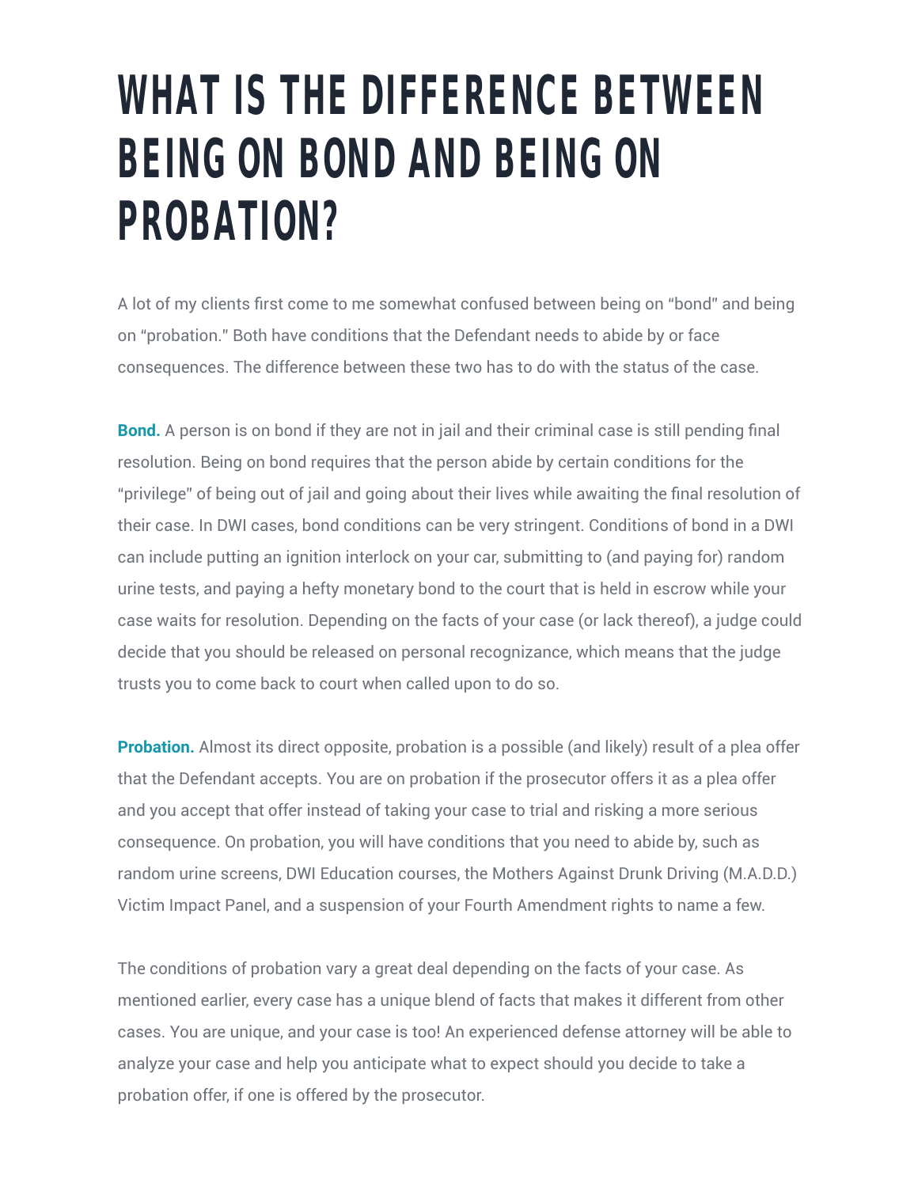# WHAT IS THE DIFFERENCE BETWEEN BEING ON BOND AND BEING ON PROBATION?

A lot of my clients first come to me somewhat confused between being on "bond" and being on "probation." Both have conditions that the Defendant needs to abide by or face consequences. The difference between these two has to do with the status of the case.

**Bond.** A person is on bond if they are not in jail and their criminal case is still pending final resolution. Being on bond requires that the person abide by certain conditions for the "privilege" of being out of jail and going about their lives while awaiting the final resolution of their case. In DWI cases, bond conditions can be very stringent. Conditions of bond in a DWI can include putting an ignition interlock on your car, submitting to (and paying for) random urine tests, and paying a hefty monetary bond to the court that is held in escrow while your case waits for resolution. Depending on the facts of your case (or lack thereof), a judge could decide that you should be released on personal recognizance, which means that the judge trusts you to come back to court when called upon to do so.

**Probation.** Almost its direct opposite, probation is a possible (and likely) result of a plea offer that the Defendant accepts. You are on probation if the prosecutor offers it as a plea offer and you accept that offer instead of taking your case to trial and risking a more serious consequence. On probation, you will have conditions that you need to abide by, such as random urine screens, DWI Education courses, the Mothers Against Drunk Driving (M.A.D.D.) Victim Impact Panel, and a suspension of your Fourth Amendment rights to name a few.

The conditions of probation vary a great deal depending on the facts of your case. As mentioned earlier, every case has a unique blend of facts that makes it different from other cases. You are unique, and your case is too! An experienced defense attorney will be able to analyze your case and help you anticipate what to expect should you decide to take a probation offer, if one is offered by the prosecutor.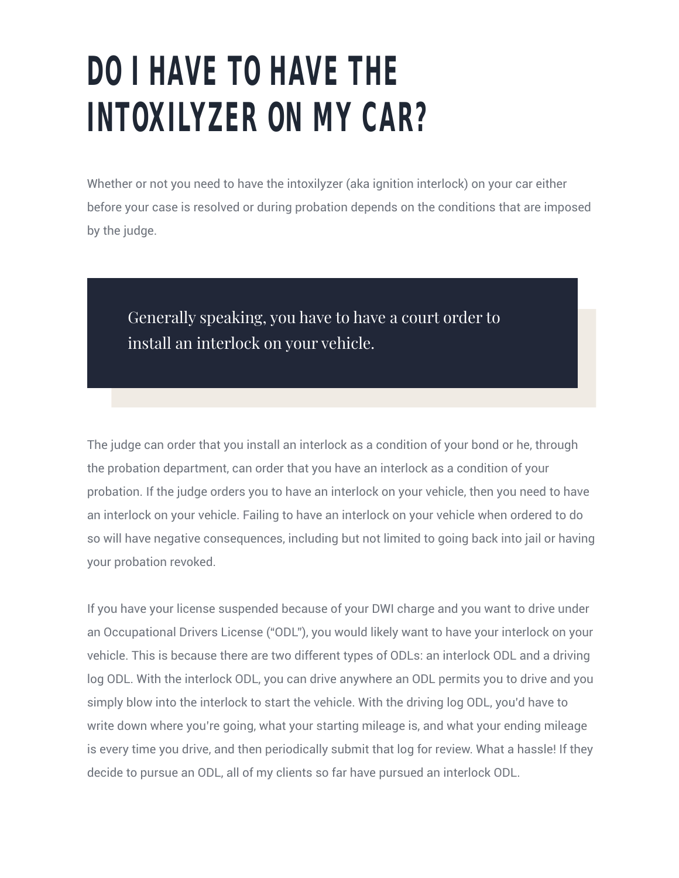# DO I HAVE TO HAVE THE INTOXILYZER ON MY CAR?

Whether or not you need to have the intoxilyzer (aka ignition interlock) on your car either before your case is resolved or during probation depends on the conditions that are imposed by the judge.

> Generally speaking, you have to have a court order to install an interlock on your vehicle.

The judge can order that you install an interlock as a condition of your bond or he, through the probation department, can order that you have an interlock as a condition of your probation. If the judge orders you to have an interlock on your vehicle, then you need to have an interlock on your vehicle. Failing to have an interlock on your vehicle when ordered to do so will have negative consequences, including but not limited to going back into jail or having your probation revoked.

If you have your license suspended because of your DWI charge and you want to drive under an Occupational Drivers License ("ODL"), you would likely want to have your interlock on your vehicle. This is because there are two different types of ODLs: an interlock ODL and a driving log ODL. With the interlock ODL, you can drive anywhere an ODL permits you to drive and you simply blow into the interlock to start the vehicle. With the driving log ODL, you'd have to write down where you're going, what your starting mileage is, and what your ending mileage is every time you drive, and then periodically submit that log for review. What a hassle! If they decide to pursue an ODL, all of my clients so far have pursued an interlock ODL.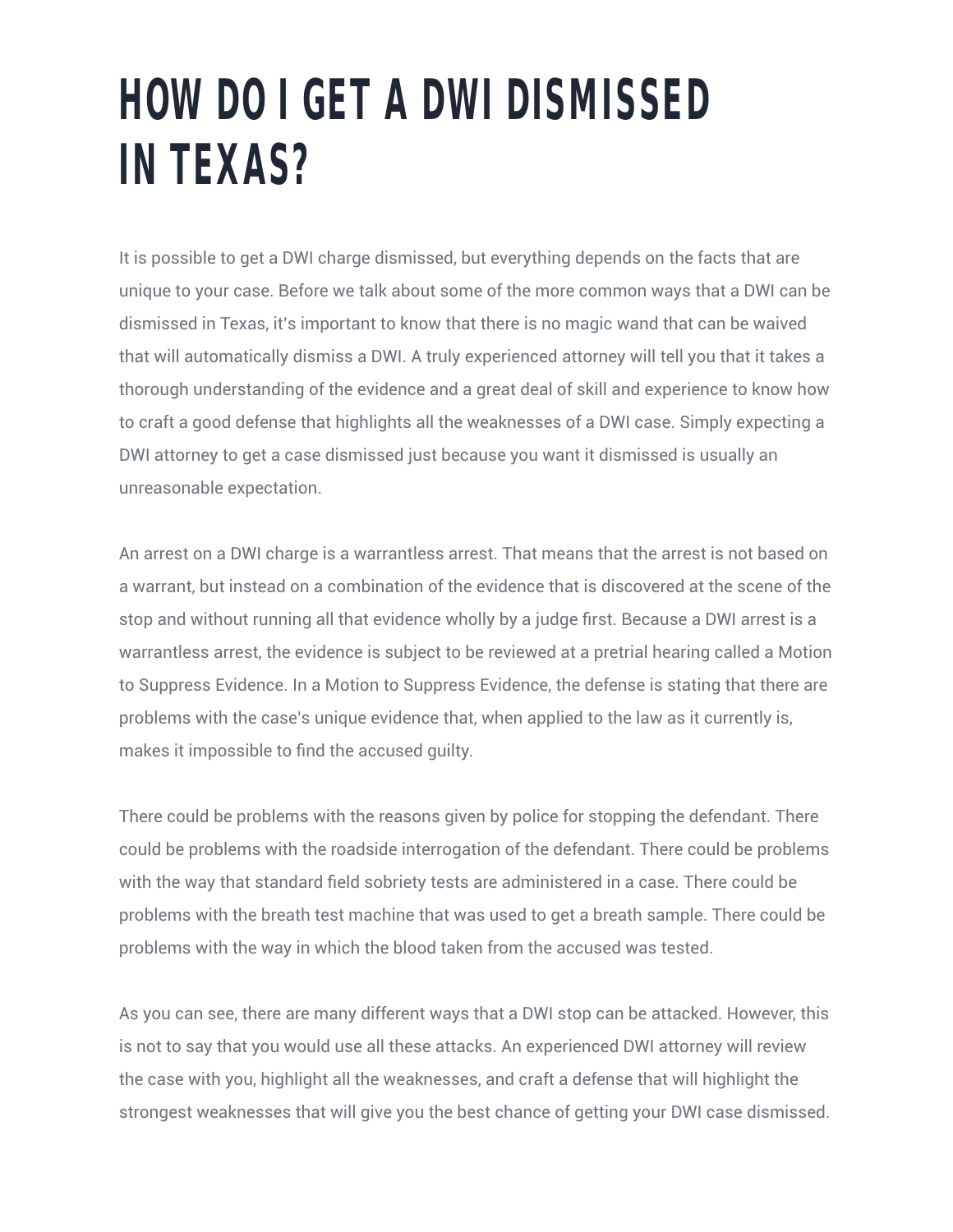# HOW DO I GET A DWI DISMISSED IN TEXAS?

It is possible to get a DWI charge dismissed, but everything depends on the facts that are unique to your case. Before we talk about some of the more common ways that a DWI can be dismissed in Texas, it's important to know that there is no magic wand that can be waived that will automatically dismiss a DWI. A truly experienced attorney will tell you that it takes a thorough understanding of the evidence and a great deal of skill and experience to know how to craft a good defense that highlights all the weaknesses of a DWI case. Simply expecting a DWI attorney to get a case dismissed just because you want it dismissed is usually an unreasonable expectation.

An arrest on a DWI charge is a warrantless arrest. That means that the arrest is not based on a warrant, but instead on a combination of the evidence that is discovered at the scene of the stop and without running all that evidence wholly by a judge first. Because a DWI arrest is a warrantless arrest, the evidence is subject to be reviewed at a pretrial hearing called a Motion to Suppress Evidence. In a Motion to Suppress Evidence, the defense is stating that there are problems with the case's unique evidence that, when applied to the law as it currently is, makes it impossible to find the accused guilty.

There could be problems with the reasons given by police for stopping the defendant. There could be problems with the roadside interrogation of the defendant. There could be problems with the way that standard field sobriety tests are administered in a case. There could be problems with the breath test machine that was used to get a breath sample. There could be problems with the way in which the blood taken from the accused was tested.

As you can see, there are many different ways that a DWI stop can be attacked. However, this is not to say that you would use all these attacks. An experienced DWI attorney will review the case with you, highlight all the weaknesses, and craft a defense that will highlight the strongest weaknesses that will give you the best chance of getting your DWI case dismissed.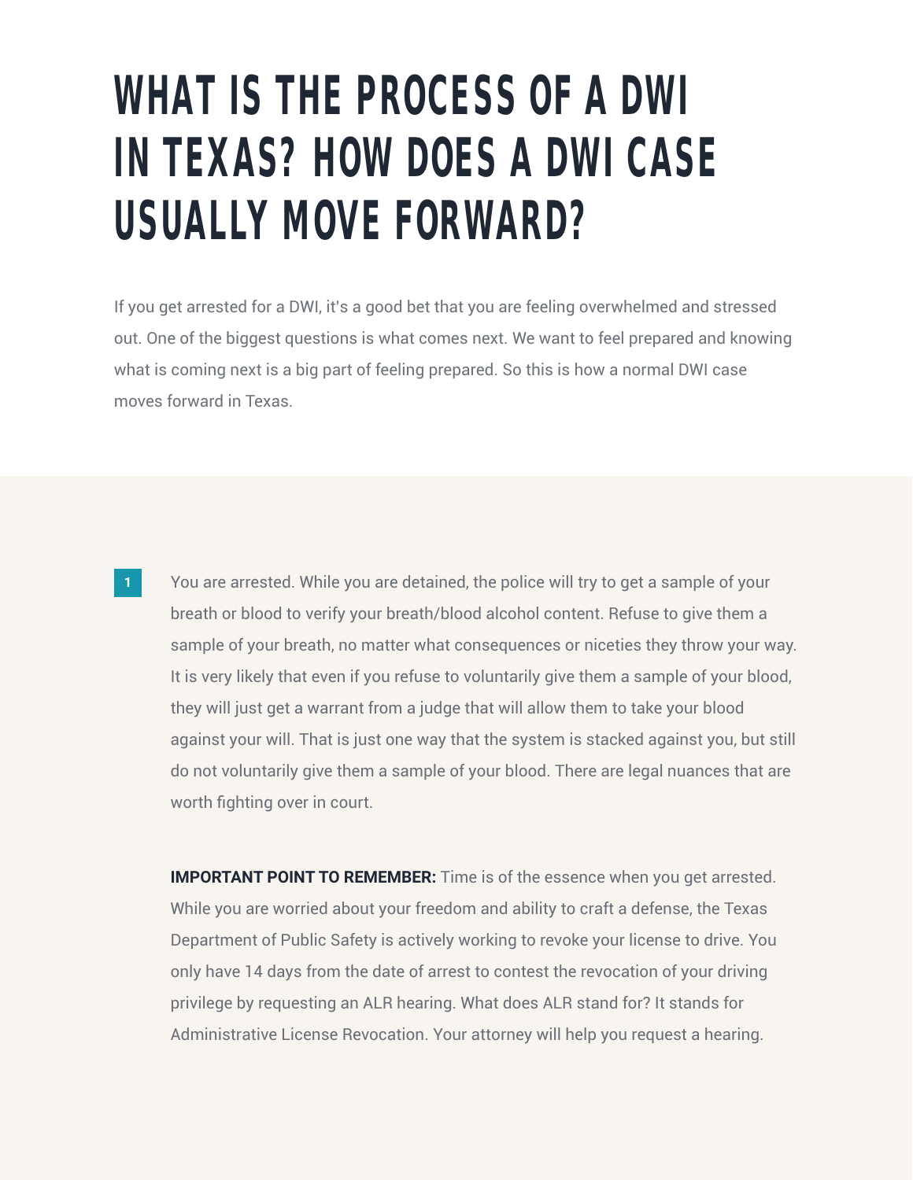# WHAT IS THE PROCESS OF A DWI IN TEXAS? HOW DOES A DWI CASE USUALLY MOVE FORWARD?

If you get arrested for a DWI, it's a good bet that you are feeling overwhelmed and stressed out. One of the biggest questions is what comes next. We want to feel prepared and knowing what is coming next is a big part of feeling prepared. So this is how a normal DWI case moves forward in Texas.

1. You are arrested. While you are detained, the police will try to get a sample of your breath or blood to verify your breath/blood alcohol content. Refuse to give them a sample of your breath, no matter what consequences or niceties they throw your way. It is very likely that even if you refuse to voluntarily give them a sample of your blood, they will just get a warrant from a judge that will allow them to take your blood against your will. That is just one way that the system is stacked against you, but still do not voluntarily give them a sample of your blood. There are legal nuances that are worth fighting over in court.

   **IMPORTANT POINT TO REMEMBER:** Time is of the essence when you get arrested. While you are worried about your freedom and ability to craft a defense, the Texas Department of Public Safety is actively working to revoke your license to drive. You only have 14 days from the date of arrest to contest the revocation of your driving privilege by requesting an ALR hearing. What does ALR stand for? It stands for Administrative License Revocation. Your attorney will help you request a hearing.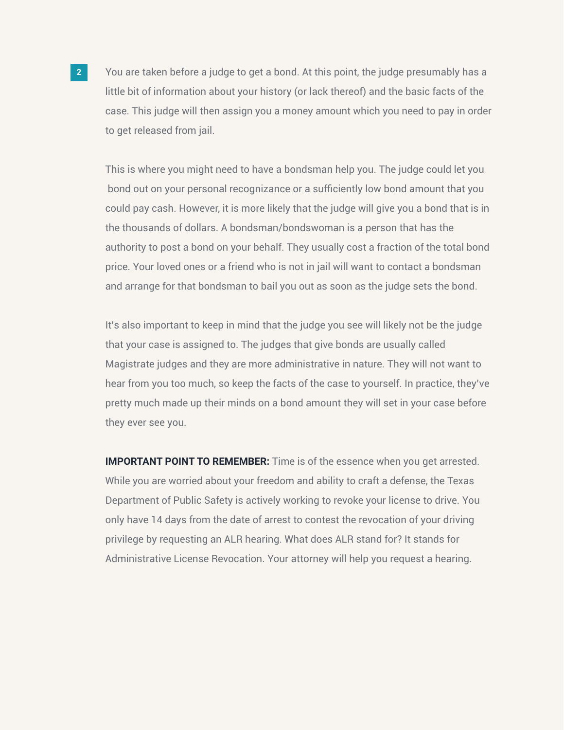**2** You are taken before a judge to get a bond. At this point, the judge presumably has a little bit of information about your history (or lack thereof) and the basic facts of the case. This judge will then assign you a money amount which you need to pay in order to get released from jail.

This is where you might need to have a bondsman help you. The judge could let you bond out on your personal recognizance or a sufficiently low bond amount that you could pay cash. However, it is more likely that the judge will give you a bond that is in the thousands of dollars. A bondsman/bondswoman is a person that has the authority to post a bond on your behalf. They usually cost a fraction of the total bond price. Your loved ones or a friend who is not in jail will want to contact a bondsman and arrange for that bondsman to bail you out as soon as the judge sets the bond.

It's also important to keep in mind that the judge you see will likely not be the judge that your case is assigned to. The judges that give bonds are usually called Magistrate judges and they are more administrative in nature. They will not want to hear from you too much, so keep the facts of the case to yourself. In practice, they've pretty much made up their minds on a bond amount they will set in your case before they ever see you.

**IMPORTANT POINT TO REMEMBER:** Time is of the essence when you get arrested. While you are worried about your freedom and ability to craft a defense, the Texas Department of Public Safety is actively working to revoke your license to drive. You only have 14 days from the date of arrest to contest the revocation of your driving privilege by requesting an ALR hearing. What does ALR stand for? It stands for Administrative License Revocation. Your attorney will help you request a hearing.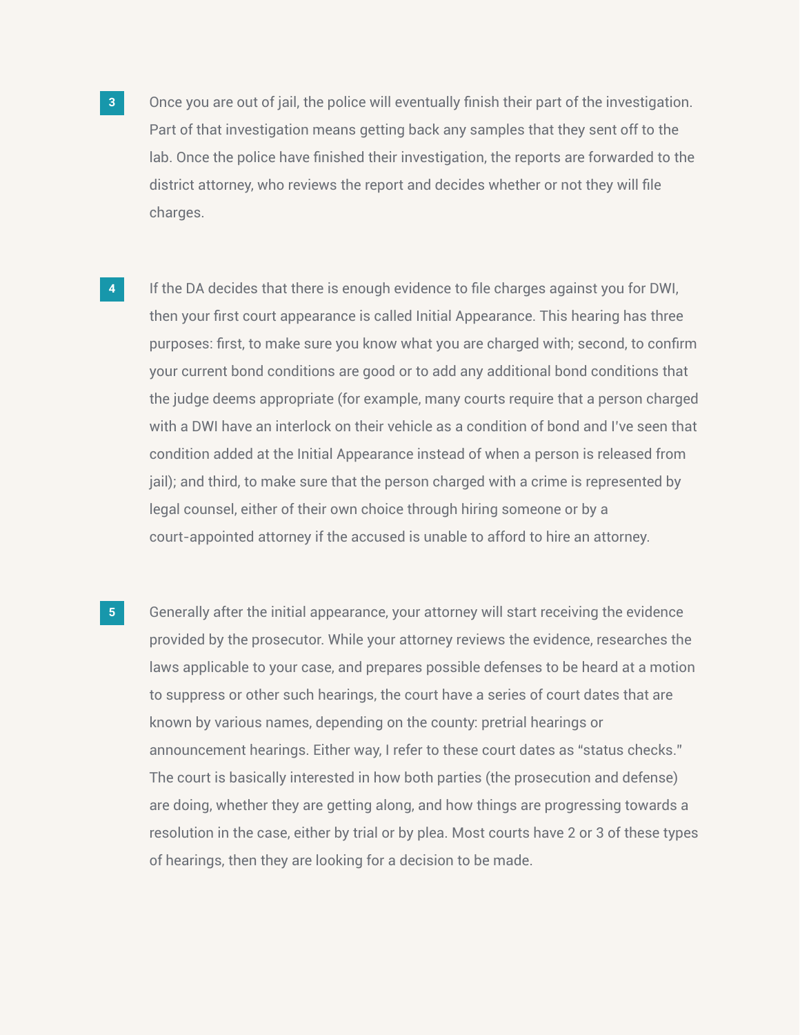3. Once you are out of jail, the police will eventually finish their part of the investigation. Part of that investigation means getting back any samples that they sent off to the lab. Once the police have finished their investigation, the reports are forwarded to the district attorney, who reviews the report and decides whether or not they will file charges.

4. If the DA decides that there is enough evidence to file charges against you for DWI, then your first court appearance is called Initial Appearance. This hearing has three purposes: first, to make sure you know what you are charged with; second, to confirm your current bond conditions are good or to add any additional bond conditions that the judge deems appropriate (for example, many courts require that a person charged with a DWI have an interlock on their vehicle as a condition of bond and I've seen that condition added at the Initial Appearance instead of when a person is released from jail); and third, to make sure that the person charged with a crime is represented by legal counsel, either of their own choice through hiring someone or by a court-appointed attorney if the accused is unable to afford to hire an attorney.

5. Generally after the initial appearance, your attorney will start receiving the evidence provided by the prosecutor. While your attorney reviews the evidence, researches the laws applicable to your case, and prepares possible defenses to be heard at a motion to suppress or other such hearings, the court have a series of court dates that are known by various names, depending on the county: pretrial hearings or announcement hearings. Either way, I refer to these court dates as "status checks." The court is basically interested in how both parties (the prosecution and defense) are doing, whether they are getting along, and how things are progressing towards a resolution in the case, either by trial or by plea. Most courts have 2 or 3 of these types of hearings, then they are looking for a decision to be made.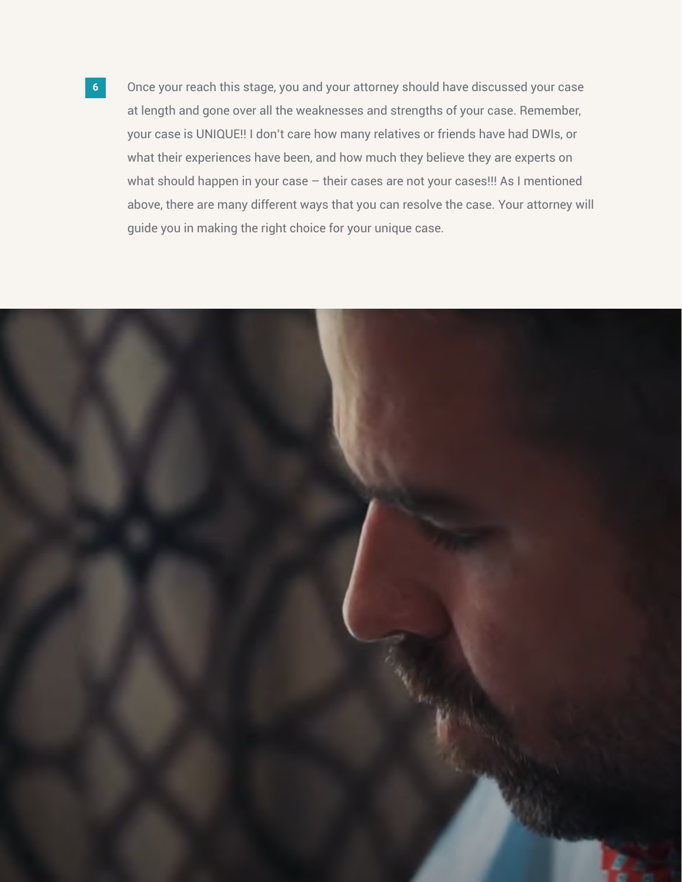6

Once your reach this stage, you and your attorney should have discussed your case at length and gone over all the weaknesses and strengths of your case. Remember, your case is UNIQUE!! I don't care how many relatives or friends have had DWIs, or what their experiences have been, and how much they believe they are experts on what should happen in your case – their cases are not your cases!!! As I mentioned above, there are many different ways that you can resolve the case. Your attorney will guide you in making the right choice for your unique case.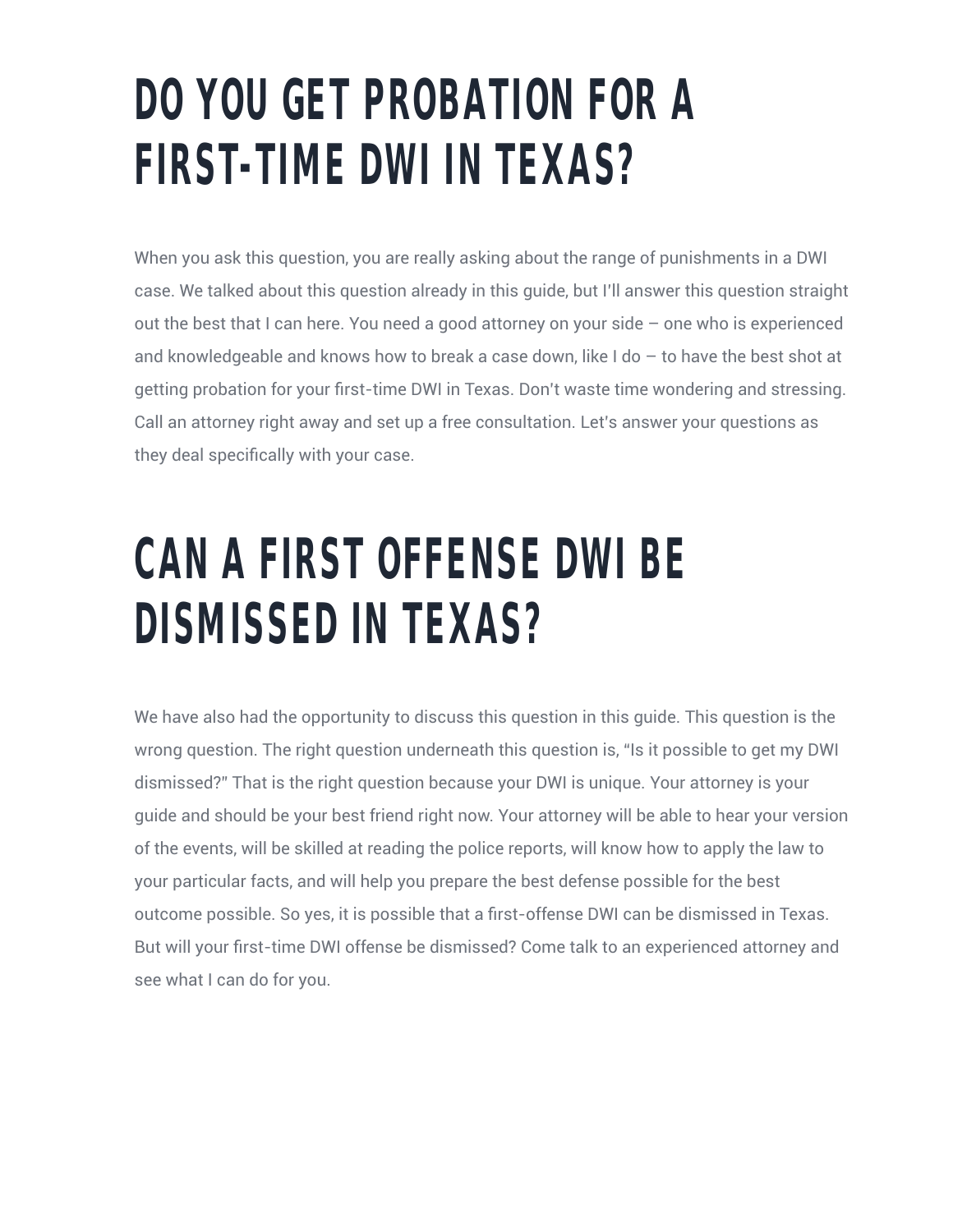# DO YOU GET PROBATION FOR A FIRST-TIME DWI IN TEXAS?

When you ask this question, you are really asking about the range of punishments in a DWI case. We talked about this question already in this guide, but I'll answer this question straight out the best that I can here. You need a good attorney on your side – one who is experienced and knowledgeable and knows how to break a case down, like I do – to have the best shot at getting probation for your first-time DWI in Texas. Don't waste time wondering and stressing. Call an attorney right away and set up a free consultation. Let's answer your questions as they deal specifically with your case.

# CAN A FIRST OFFENSE DWI BE DISMISSED IN TEXAS?

We have also had the opportunity to discuss this question in this guide. This question is the wrong question. The right question underneath this question is, "Is it possible to get my DWI dismissed?" That is the right question because your DWI is unique. Your attorney is your guide and should be your best friend right now. Your attorney will be able to hear your version of the events, will be skilled at reading the police reports, will know how to apply the law to your particular facts, and will help you prepare the best defense possible for the best outcome possible. So yes, it is possible that a first-offense DWI can be dismissed in Texas. But will your first-time DWI offense be dismissed? Come talk to an experienced attorney and see what I can do for you.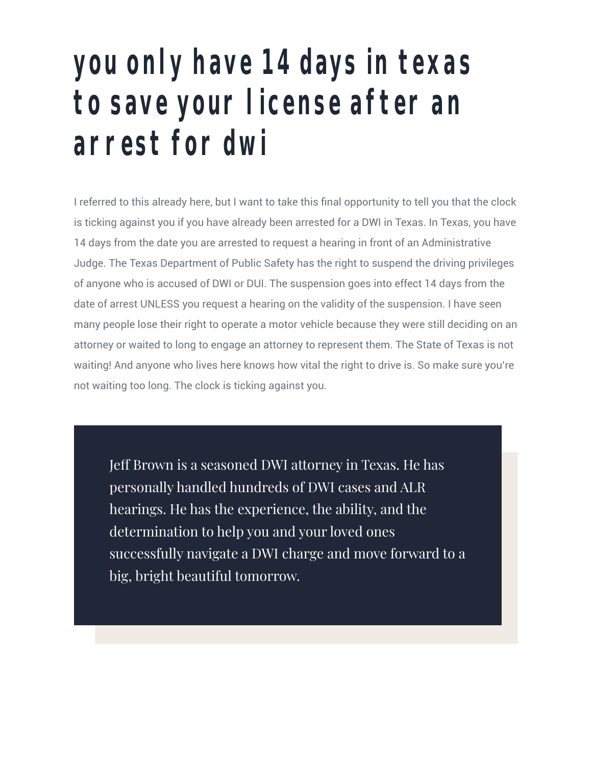# you only have 14 days in texas to save your license after an arrest for dwi

I referred to this already here, but I want to take this final opportunity to tell you that the clock is ticking against you if you have already been arrested for a DWI in Texas. In Texas, you have 14 days from the date you are arrested to request a hearing in front of an Administrative Judge. The Texas Department of Public Safety has the right to suspend the driving privileges of anyone who is accused of DWI or DUI. The suspension goes into effect 14 days from the date of arrest UNLESS you request a hearing on the validity of the suspension. I have seen many people lose their right to operate a motor vehicle because they were still deciding on an attorney or waited to long to engage an attorney to represent them. The State of Texas is not waiting! And anyone who lives here knows how vital the right to drive is. So make sure you're not waiting too long. The clock is ticking against you.

Jeff Brown is a seasoned DWI attorney in Texas. He has personally handled hundreds of DWI cases and ALR hearings. He has the experience, the ability, and the determination to help you and your loved ones successfully navigate a DWI charge and move forward to a big, bright beautiful tomorrow.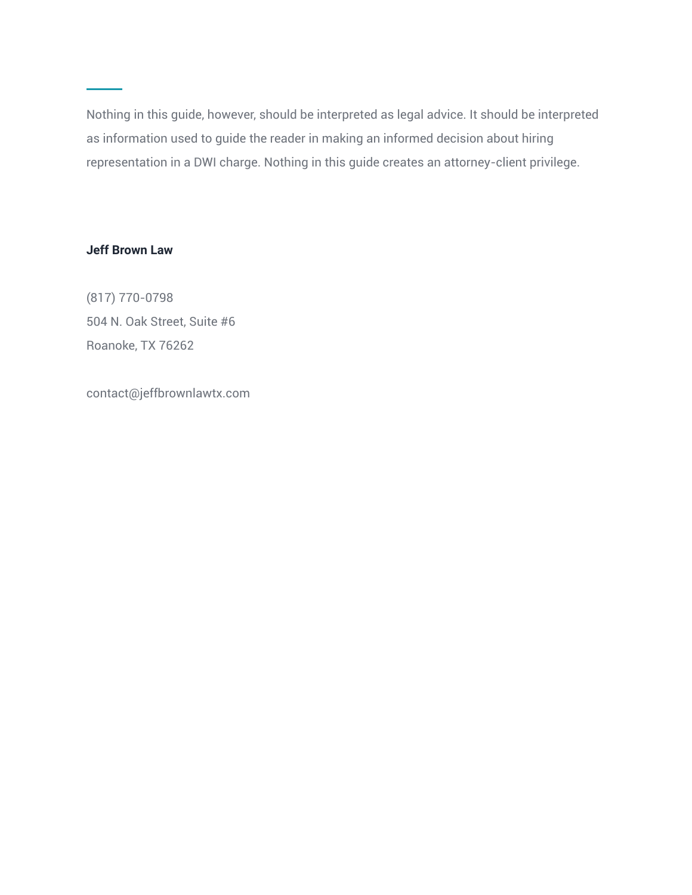Nothing in this guide, however, should be interpreted as legal advice. It should be interpreted as information used to guide the reader in making an informed decision about hiring representation in a DWI charge. Nothing in this guide creates an attorney-client privilege.

**Jeff Brown Law**

(817) 770-0798
504 N. Oak Street, Suite #6
Roanoke, TX 76262

contact@jeffbrownlawtx.com